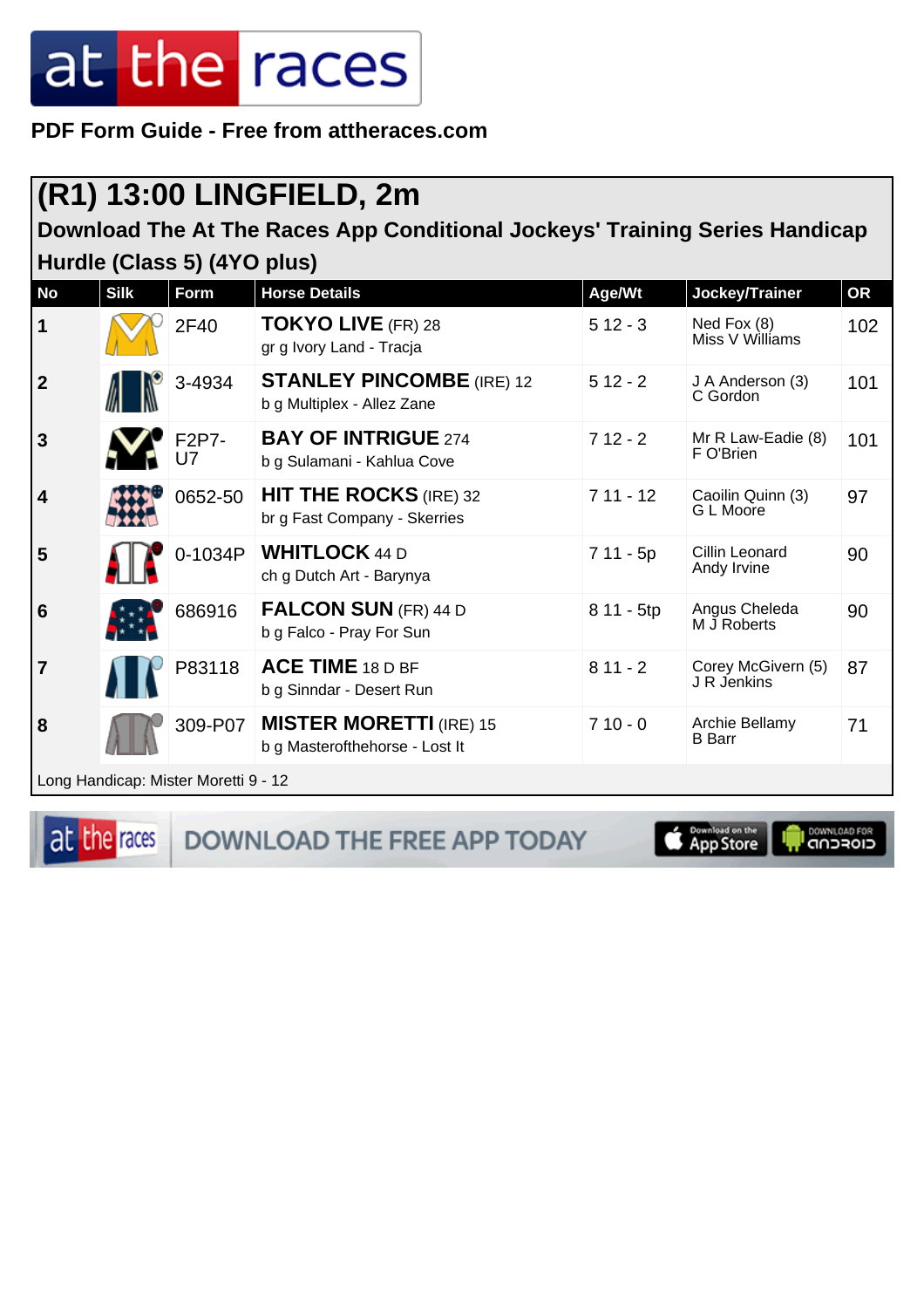# at the races

**PDF Form Guide - Free from attheraces.com**

## (R1) 13:00 LINGFIELD, 2m

### Download The At The Races App Conditional Jockeys' Training Series Handicap Hurdle (Class 5) (4YO plus)

| No | Silk | Form | Horse Details | Age/Wt | Jockey/Trainer | OR |
|---|---|---|---|---|---|---|
| 1 | | 2F40 | **TOKYO LIVE** (FR) 28<br>gr g Ivory Land - Tracja | 5 12 - 3 | Ned Fox (8)<br>Miss V Williams | 102 |
| 2 | | 3-4934 | **STANLEY PINCOMBE** (IRE) 12<br>b g Multiplex - Allez Zane | 5 12 - 2 | J A Anderson (3)<br>C Gordon | 101 |
| 3 | | F2P7-U7 | **BAY OF INTRIGUE** 274<br>b g Sulamani - Kahlua Cove | 7 12 - 2 | Mr R Law-Eadie (8)<br>F O'Brien | 101 |
| 4 | | 0652-50 | **HIT THE ROCKS** (IRE) 32<br>br g Fast Company - Skerries | 7 11 - 12 | Caoilin Quinn (3)<br>G L Moore | 97 |
| 5 | | 0-1034P | **WHITLOCK** 44 D<br>ch g Dutch Art - Barynya | 7 11 - 5p | Cillin Leonard<br>Andy Irvine | 90 |
| 6 | | 686916 | **FALCON SUN** (FR) 44 D<br>b g Falco - Pray For Sun | 8 11 - 5tp | Angus Cheleda<br>M J Roberts | 90 |
| 7 | | P83118 | **ACE TIME** 18 D BF<br>b g Sinndar - Desert Run | 8 11 - 2 | Corey McGivern (5)<br>J R Jenkins | 87 |
| 8 | | 309-P07 | **MISTER MORETTI** (IRE) 15<br>b g Masterofthehorse - Lost It | 7 10 - 0 | Archie Bellamy<br>B Barr | 71 |

Long Handicap: Mister Moretti 9 - 12

at the races DOWNLOAD THE FREE APP TODAY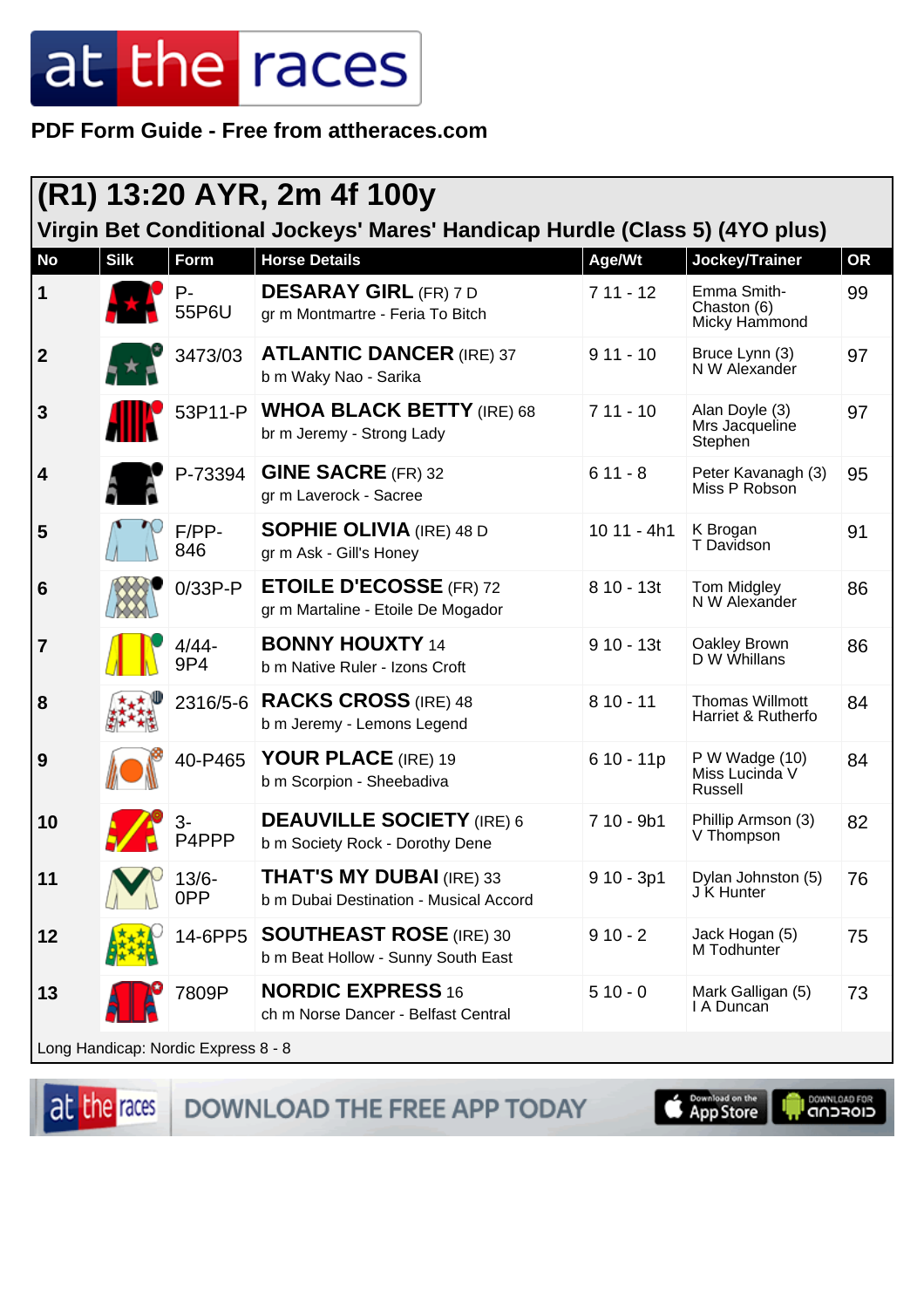# (R1) 13:20 AYR, 2m 4f 100y

## Virgin Bet Conditional Jockeys' Mares' Handicap Hurdle (Class 5) (4YO plus)

| No | Silk | Form | Horse Details | Age/Wt | Jockey/Trainer | OR |
|---|---|---|---|---|---|---|
| 1 | | P-55P6U | **DESARAY GIRL** (FR) 7 D<br>gr m Montmartre - Feria To Bitch | 7 11 - 12 | Emma Smith-Chaston (6)<br>Micky Hammond | 99 |
| 2 | | 3473/03 | **ATLANTIC DANCER** (IRE) 37<br>b m Waky Nao - Sarika | 9 11 - 10 | Bruce Lynn (3)<br>N W Alexander | 97 |
| 3 | | 53P11-P | **WHOA BLACK BETTY** (IRE) 68<br>br m Jeremy - Strong Lady | 7 11 - 10 | Alan Doyle (3)<br>Mrs Jacqueline Stephen | 97 |
| 4 | | P-73394 | **GINE SACRE** (FR) 32<br>gr m Laverock - Sacree | 6 11 - 8 | Peter Kavanagh (3)<br>Miss P Robson | 95 |
| 5 | | F/PP-846 | **SOPHIE OLIVIA** (IRE) 48 D<br>gr m Ask - Gill's Honey | 10 11 - 4h1 | K Brogan<br>T Davidson | 91 |
| 6 | | 0/33P-P | **ETOILE D'ECOSSE** (FR) 72<br>gr m Martaline - Etoile De Mogador | 8 10 - 13t | Tom Midgley<br>N W Alexander | 86 |
| 7 | | 4/44-9P4 | **BONNY HOUXTY** 14<br>b m Native Ruler - Izons Croft | 9 10 - 13t | Oakley Brown<br>D W Whillans | 86 |
| 8 | | 2316/5-6 | **RACKS CROSS** (IRE) 48<br>b m Jeremy - Lemons Legend | 8 10 - 11 | Thomas Willmott<br>Harriet & Rutherfo | 84 |
| 9 | | 40-P465 | **YOUR PLACE** (IRE) 19<br>b m Scorpion - Sheebadiva | 6 10 - 11p | P W Wadge (10)<br>Miss Lucinda V Russell | 84 |
| 10 | | 3-P4PPP | **DEAUVILLE SOCIETY** (IRE) 6<br>b m Society Rock - Dorothy Dene | 7 10 - 9b1 | Phillip Armson (3)<br>V Thompson | 82 |
| 11 | | 13/6-0PP | **THAT'S MY DUBAI** (IRE) 33<br>b m Dubai Destination - Musical Accord | 9 10 - 3p1 | Dylan Johnston (5)<br>J K Hunter | 76 |
| 12 | | 14-6PP5 | **SOUTHEAST ROSE** (IRE) 30<br>b m Beat Hollow - Sunny South East | 9 10 - 2 | Jack Hogan (5)<br>M Todhunter | 75 |
| 13 | | 7809P | **NORDIC EXPRESS** 16<br>ch m Norse Dancer - Belfast Central | 5 10 - 0 | Mark Galligan (5)<br>I A Duncan | 73 |

Long Handicap: Nordic Express 8 - 8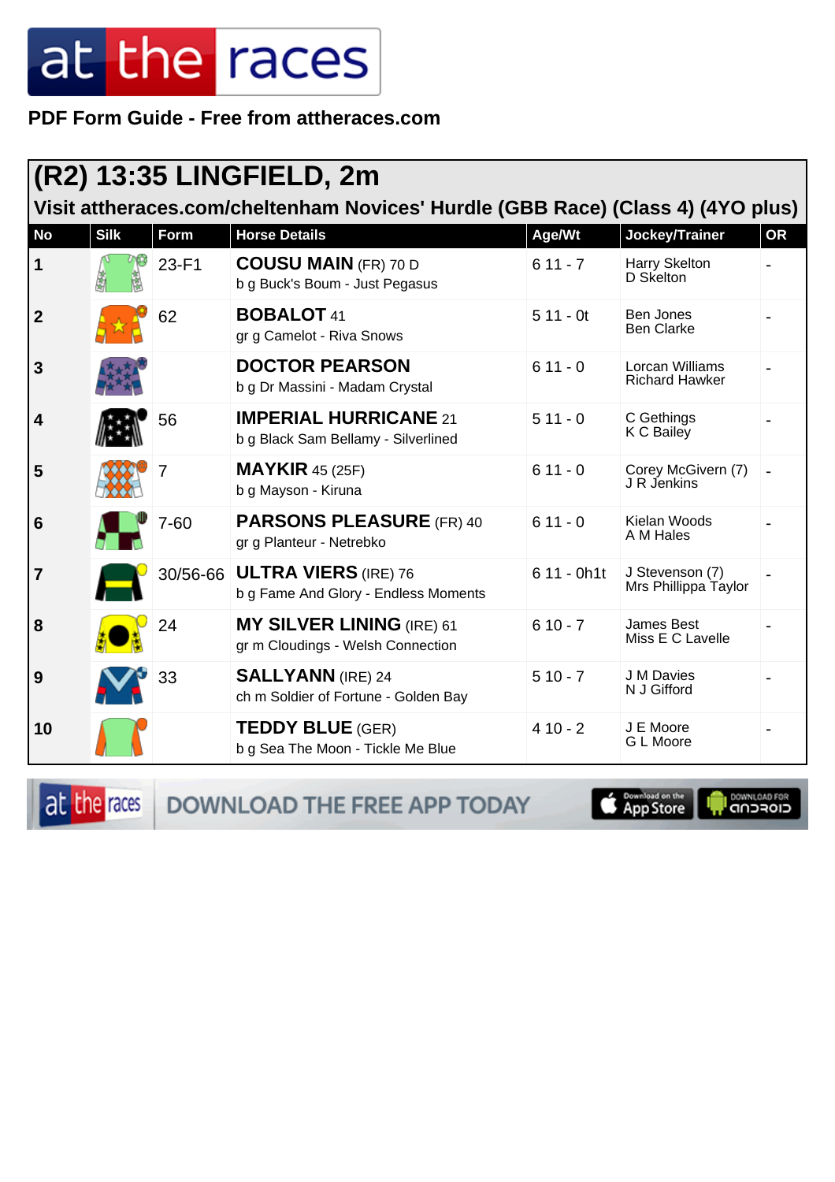PDF Form Guide - Free from attheraces.com

## (R2) 13:35 LINGFIELD, 2m

### Visit attheraces.com/cheltenham Novices' Hurdle (GBB Race) (Class 4) (4YO plus)

| No | Silk | Form | Horse Details | Age/Wt | Jockey/Trainer | OR |
|---|---|---|---|---|---|---|
| 1 | | 23-F1 | **COUSU MAIN** (FR) 70 D<br>b g Buck's Boum - Just Pegasus | 6 11 - 7 | Harry Skelton<br>D Skelton | - |
| 2 | | 62 | **BOBALOT** 41<br>gr g Camelot - Riva Snows | 5 11 - 0t | Ben Jones<br>Ben Clarke | - |
| 3 | | | **DOCTOR PEARSON**<br>b g Dr Massini - Madam Crystal | 6 11 - 0 | Lorcan Williams<br>Richard Hawker | - |
| 4 | | 56 | **IMPERIAL HURRICANE** 21<br>b g Black Sam Bellamy - Silverlined | 5 11 - 0 | C Gethings<br>K C Bailey | - |
| 5 | | 7 | **MAYKIR** 45 (25F)<br>b g Mayson - Kiruna | 6 11 - 0 | Corey McGivern (7)<br>J R Jenkins | - |
| 6 | | 7-60 | **PARSONS PLEASURE** (FR) 40<br>gr g Planteur - Netrebko | 6 11 - 0 | Kielan Woods<br>A M Hales | - |
| 7 | | 30/56-66 | **ULTRA VIERS** (IRE) 76<br>b g Fame And Glory - Endless Moments | 6 11 - 0h1t | J Stevenson (7)<br>Mrs Phillippa Taylor | - |
| 8 | | 24 | **MY SILVER LINING** (IRE) 61<br>gr m Cloudings - Welsh Connection | 6 10 - 7 | James Best<br>Miss E C Lavelle | - |
| 9 | | 33 | **SALLYANN** (IRE) 24<br>ch m Soldier of Fortune - Golden Bay | 5 10 - 7 | J M Davies<br>N J Gifford | - |
| 10 | | | **TEDDY BLUE** (GER)<br>b g Sea The Moon - Tickle Me Blue | 4 10 - 2 | J E Moore<br>G L Moore | - |

DOWNLOAD THE FREE APP TODAY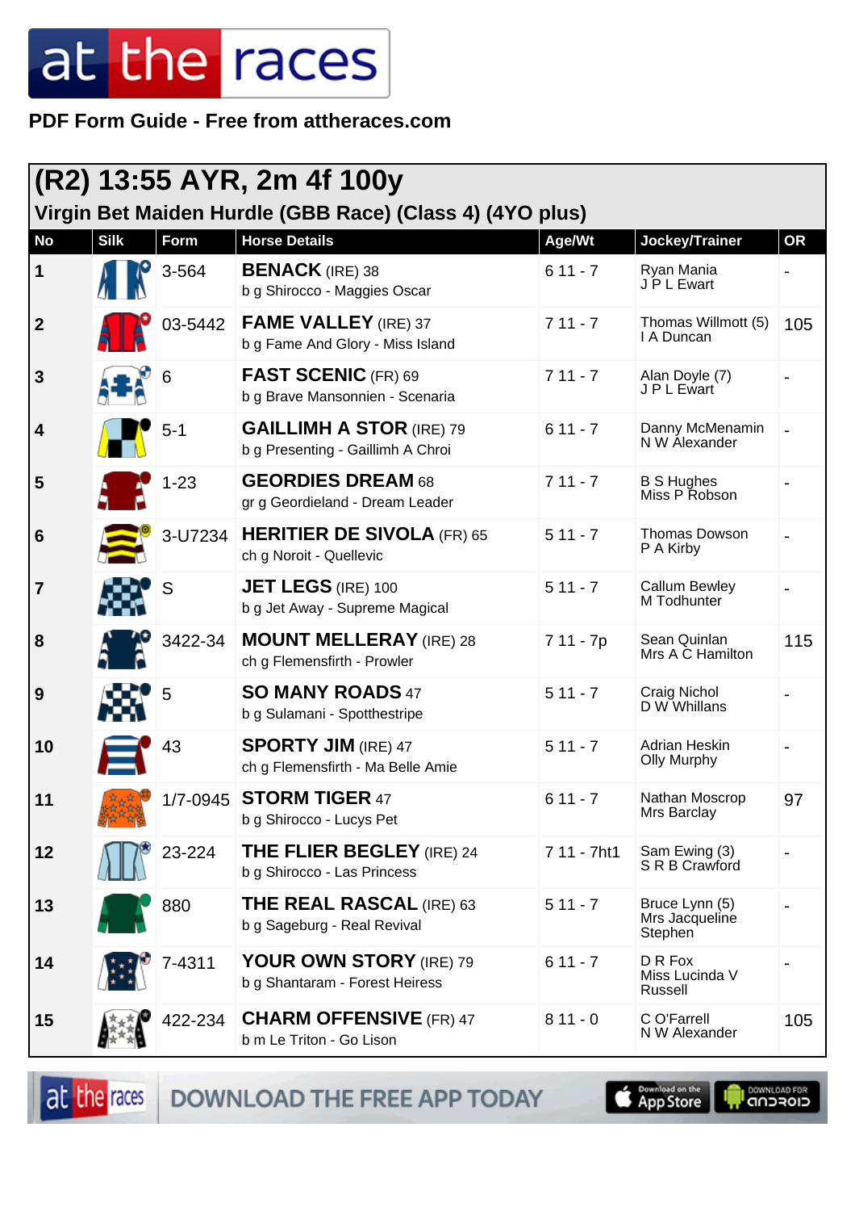# at the races

**PDF Form Guide - Free from attheraces.com**

## (R2) 13:55 AYR, 2m 4f 100y

### Virgin Bet Maiden Hurdle (GBB Race) (Class 4) (4YO plus)

| No | Silk | Form | Horse Details | Age/Wt | Jockey/Trainer | OR |
|---|---|---|---|---|---|---|
| 1 | | 3-564 | **BENACK** (IRE) 38<br>b g Shirocco - Maggies Oscar | 6 11 - 7 | Ryan Mania<br>J P L Ewart | - |
| 2 | | 03-5442 | **FAME VALLEY** (IRE) 37<br>b g Fame And Glory - Miss Island | 7 11 - 7 | Thomas Willmott (5)<br>I A Duncan | 105 |
| 3 | | 6 | **FAST SCENIC** (FR) 69<br>b g Brave Mansonnien - Scenaria | 7 11 - 7 | Alan Doyle (7)<br>J P L Ewart | - |
| 4 | | 5-1 | **GAILLIMH A STOR** (IRE) 79<br>b g Presenting - Gaillimh A Chroi | 6 11 - 7 | Danny McMenamin<br>N W Alexander | - |
| 5 | | 1-23 | **GEORDIES DREAM** 68<br>gr g Geordieland - Dream Leader | 7 11 - 7 | B S Hughes<br>Miss P Robson | - |
| 6 | | 3-U7234 | **HERITIER DE SIVOLA** (FR) 65<br>ch g Noroit - Quellevic | 5 11 - 7 | Thomas Dowson<br>P A Kirby | - |
| 7 | | S | **JET LEGS** (IRE) 100<br>b g Jet Away - Supreme Magical | 5 11 - 7 | Callum Bewley<br>M Todhunter | - |
| 8 | | 3422-34 | **MOUNT MELLERAY** (IRE) 28<br>ch g Flemensfirth - Prowler | 7 11 - 7p | Sean Quinlan<br>Mrs A C Hamilton | 115 |
| 9 | | 5 | **SO MANY ROADS** 47<br>b g Sulamani - Spotthestripe | 5 11 - 7 | Craig Nichol<br>D W Whillans | - |
| 10 | | 43 | **SPORTY JIM** (IRE) 47<br>ch g Flemensfirth - Ma Belle Amie | 5 11 - 7 | Adrian Heskin<br>Olly Murphy | - |
| 11 | | 1/7-0945 | **STORM TIGER** 47<br>b g Shirocco - Lucys Pet | 6 11 - 7 | Nathan Moscrop<br>Mrs Barclay | 97 |
| 12 | | 23-224 | **THE FLIER BEGLEY** (IRE) 24<br>b g Shirocco - Las Princess | 7 11 - 7ht1 | Sam Ewing (3)<br>S R B Crawford | - |
| 13 | | 880 | **THE REAL RASCAL** (IRE) 63<br>b g Sageburg - Real Revival | 5 11 - 7 | Bruce Lynn (5)<br>Mrs Jacqueline Stephen | - |
| 14 | | 7-4311 | **YOUR OWN STORY** (IRE) 79<br>b g Shantaram - Forest Heiress | 6 11 - 7 | D R Fox<br>Miss Lucinda V Russell | - |
| 15 | | 422-234 | **CHARM OFFENSIVE** (FR) 47<br>b m Le Triton - Go Lison | 8 11 - 0 | C O'Farrell<br>N W Alexander | 105 |

DOWNLOAD THE FREE APP TODAY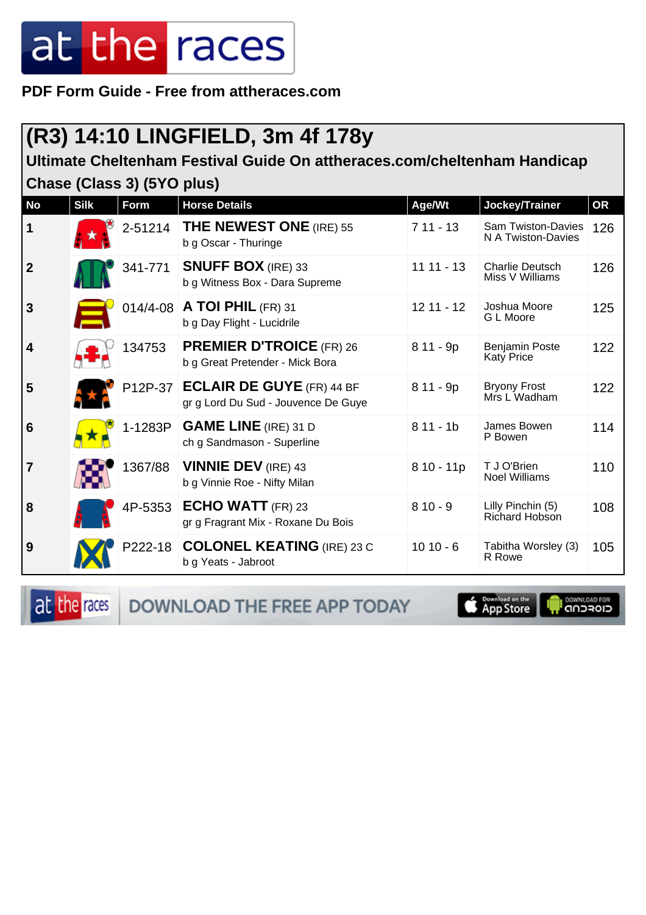PDF Form Guide - Free from attheraces.com

## (R3) 14:10 LINGFIELD, 3m 4f 178y

### Ultimate Cheltenham Festival Guide On attheraces.com/cheltenham Handicap Chase (Class 3) (5YO plus)

| No | Silk | Form | Horse Details | Age/Wt | Jockey/Trainer | OR |
|---|---|---|---|---|---|---|
| 1 | | 2-51214 | **THE NEWEST ONE** (IRE) 55<br>b g Oscar - Thuringe | 7 11 - 13 | Sam Twiston-Davies<br>N A Twiston-Davies | 126 |
| 2 | | 341-771 | **SNUFF BOX** (IRE) 33<br>b g Witness Box - Dara Supreme | 11 11 - 13 | Charlie Deutsch<br>Miss V Williams | 126 |
| 3 | | 014/4-08 | **A TOI PHIL** (FR) 31<br>b g Day Flight - Lucidrile | 12 11 - 12 | Joshua Moore<br>G L Moore | 125 |
| 4 | | 134753 | **PREMIER D'TROICE** (FR) 26<br>b g Great Pretender - Mick Bora | 8 11 - 9p | Benjamin Poste<br>Katy Price | 122 |
| 5 | | P12P-37 | **ECLAIR DE GUYE** (FR) 44 BF<br>gr g Lord Du Sud - Jouvence De Guye | 8 11 - 9p | Bryony Frost<br>Mrs L Wadham | 122 |
| 6 | | 1-1283P | **GAME LINE** (IRE) 31 D<br>ch g Sandmason - Superline | 8 11 - 1b | James Bowen<br>P Bowen | 114 |
| 7 | | 1367/88 | **VINNIE DEV** (IRE) 43<br>b g Vinnie Roe - Nifty Milan | 8 10 - 11p | T J O'Brien<br>Noel Williams | 110 |
| 8 | | 4P-5353 | **ECHO WATT** (FR) 23<br>gr g Fragrant Mix - Roxane Du Bois | 8 10 - 9 | Lilly Pinchin (5)<br>Richard Hobson | 108 |
| 9 | | P222-18 | **COLONEL KEATING** (IRE) 23 C<br>b g Yeats - Jabroot | 10 10 - 6 | Tabitha Worsley (3)<br>R Rowe | 105 |

DOWNLOAD THE FREE APP TODAY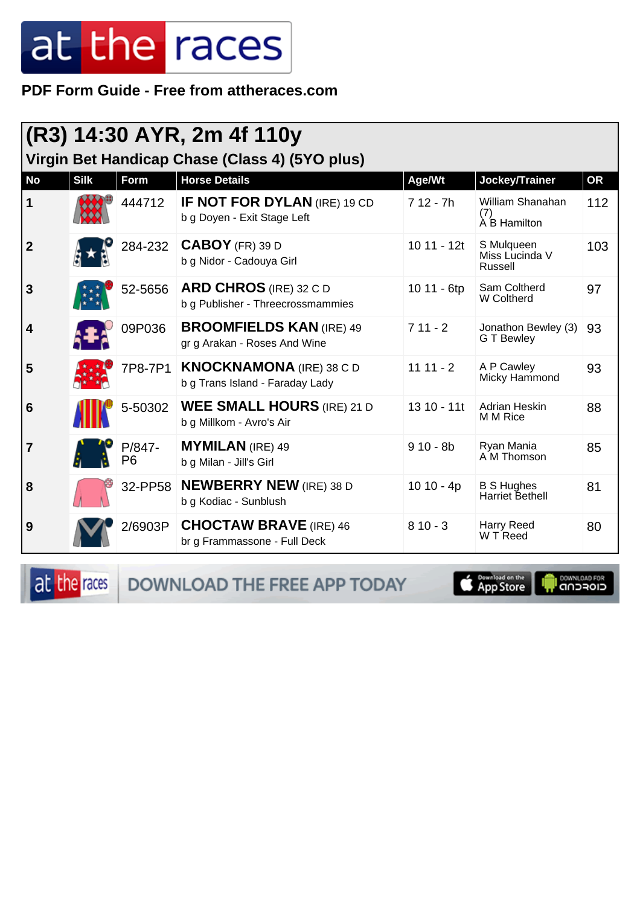# at the races

**PDF Form Guide - Free from attheraces.com**

## (R3) 14:30 AYR, 2m 4f 110y

### Virgin Bet Handicap Chase (Class 4) (5YO plus)

| No | Silk | Form | Horse Details | Age/Wt | Jockey/Trainer | OR |
|---|---|---|---|---|---|---|
| 1 | | 444712 | **IF NOT FOR DYLAN** (IRE) 19 CD<br>b g Doyen - Exit Stage Left | 7 12 - 7h | William Shanahan (7)<br>A B Hamilton | 112 |
| 2 | | 284-232 | **CABOY** (FR) 39 D<br>b g Nidor - Cadouya Girl | 10 11 - 12t | S Mulqueen<br>Miss Lucinda V Russell | 103 |
| 3 | | 52-5656 | **ARD CHROS** (IRE) 32 C D<br>b g Publisher - Threecrossmammies | 10 11 - 6tp | Sam Coltherd<br>W Coltherd | 97 |
| 4 | | 09P036 | **BROOMFIELDS KAN** (IRE) 49<br>gr g Arakan - Roses And Wine | 7 11 - 2 | Jonathon Bewley (3)<br>G T Bewley | 93 |
| 5 | | 7P8-7P1 | **KNOCKNAMONA** (IRE) 38 C D<br>b g Trans Island - Faraday Lady | 11 11 - 2 | A P Cawley<br>Micky Hammond | 93 |
| 6 | | 5-50302 | **WEE SMALL HOURS** (IRE) 21 D<br>b g Millkom - Avro's Air | 13 10 - 11t | Adrian Heskin<br>M M Rice | 88 |
| 7 | | P/847-P6 | **MYMILAN** (IRE) 49<br>b g Milan - Jill's Girl | 9 10 - 8b | Ryan Mania<br>A M Thomson | 85 |
| 8 | | 32-PP58 | **NEWBERRY NEW** (IRE) 38 D<br>b g Kodiac - Sunblush | 10 10 - 4p | B S Hughes<br>Harriet Bethell | 81 |
| 9 | | 2/6903P | **CHOCTAW BRAVE** (IRE) 46<br>br g Frammassone - Full Deck | 8 10 - 3 | Harry Reed<br>W T Reed | 80 |

at the races — DOWNLOAD THE FREE APP TODAY — Download on the App Store — DOWNLOAD FOR ANDROID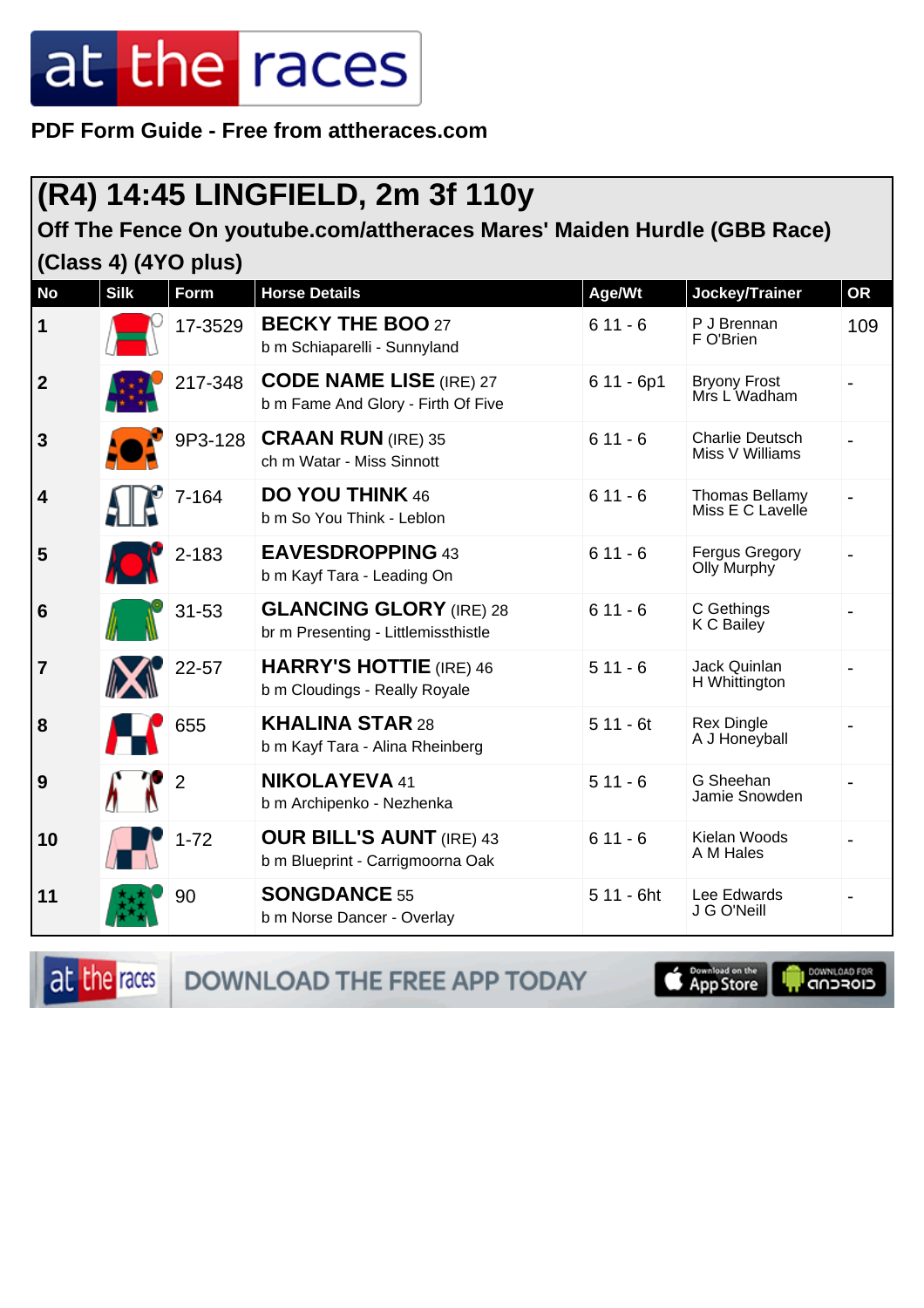# at the races

**PDF Form Guide - Free from attheraces.com**

## (R4) 14:45 LINGFIELD, 2m 3f 110y

### Off The Fence On youtube.com/attheraces Mares' Maiden Hurdle (GBB Race) (Class 4) (4YO plus)

| No | Silk | Form | Horse Details | Age/Wt | Jockey/Trainer | OR |
|---|---|---|---|---|---|---|
| 1 | | 17-3529 | **BECKY THE BOO** 27<br>b m Schiaparelli - Sunnyland | 6 11 - 6 | P J Brennan<br>F O'Brien | 109 |
| 2 | | 217-348 | **CODE NAME LISE** (IRE) 27<br>b m Fame And Glory - Firth Of Five | 6 11 - 6p1 | Bryony Frost<br>Mrs L Wadham | - |
| 3 | | 9P3-128 | **CRAAN RUN** (IRE) 35<br>ch m Watar - Miss Sinnott | 6 11 - 6 | Charlie Deutsch<br>Miss V Williams | - |
| 4 | | 7-164 | **DO YOU THINK** 46<br>b m So You Think - Leblon | 6 11 - 6 | Thomas Bellamy<br>Miss E C Lavelle | - |
| 5 | | 2-183 | **EAVESDROPPING** 43<br>b m Kayf Tara - Leading On | 6 11 - 6 | Fergus Gregory<br>Olly Murphy | - |
| 6 | | 31-53 | **GLANCING GLORY** (IRE) 28<br>br m Presenting - Littlemissthistle | 6 11 - 6 | C Gethings<br>K C Bailey | - |
| 7 | | 22-57 | **HARRY'S HOTTIE** (IRE) 46<br>b m Cloudings - Really Royale | 5 11 - 6 | Jack Quinlan<br>H Whittington | - |
| 8 | | 655 | **KHALINA STAR** 28<br>b m Kayf Tara - Alina Rheinberg | 5 11 - 6t | Rex Dingle<br>A J Honeyball | - |
| 9 | | 2 | **NIKOLAYEVA** 41<br>b m Archipenko - Nezhenka | 5 11 - 6 | G Sheehan<br>Jamie Snowden | - |
| 10 | | 1-72 | **OUR BILL'S AUNT** (IRE) 43<br>b m Blueprint - Carrigmoorna Oak | 6 11 - 6 | Kielan Woods<br>A M Hales | - |
| 11 | | 90 | **SONGDANCE** 55<br>b m Norse Dancer - Overlay | 5 11 - 6ht | Lee Edwards<br>J G O'Neill | - |

at the races DOWNLOAD THE FREE APP TODAY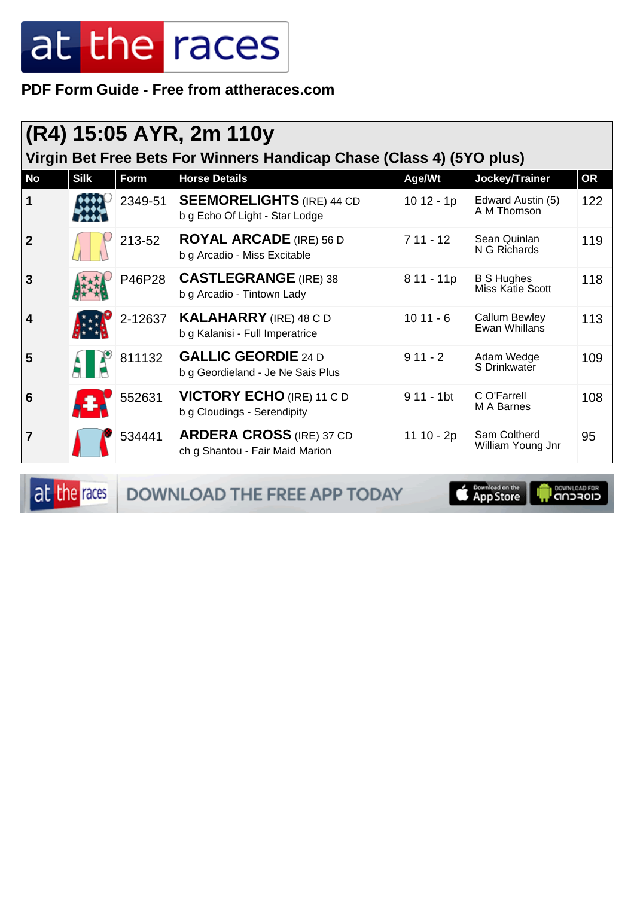PDF Form Guide - Free from attheraces.com

## (R4) 15:05 AYR, 2m 110y

### Virgin Bet Free Bets For Winners Handicap Chase (Class 4) (5YO plus)

| No | Silk | Form | Horse Details | Age/Wt | Jockey/Trainer | OR |
|---|---|---|---|---|---|---|
| 1 | | 2349-51 | **SEEMORELIGHTS** (IRE) 44 CD<br>b g Echo Of Light - Star Lodge | 10 12 - 1p | Edward Austin (5)<br>A M Thomson | 122 |
| 2 | | 213-52 | **ROYAL ARCADE** (IRE) 56 D<br>b g Arcadio - Miss Excitable | 7 11 - 12 | Sean Quinlan<br>N G Richards | 119 |
| 3 | | P46P28 | **CASTLEGRANGE** (IRE) 38<br>b g Arcadio - Tintown Lady | 8 11 - 11p | B S Hughes<br>Miss Katie Scott | 118 |
| 4 | | 2-12637 | **KALAHARRY** (IRE) 48 C D<br>b g Kalanisi - Full Imperatrice | 10 11 - 6 | Callum Bewley<br>Ewan Whillans | 113 |
| 5 | | 811132 | **GALLIC GEORDIE** 24 D<br>b g Geordieland - Je Ne Sais Plus | 9 11 - 2 | Adam Wedge<br>S Drinkwater | 109 |
| 6 | | 552631 | **VICTORY ECHO** (IRE) 11 C D<br>b g Cloudings - Serendipity | 9 11 - 1bt | C O'Farrell<br>M A Barnes | 108 |
| 7 | | 534441 | **ARDERA CROSS** (IRE) 37 CD<br>ch g Shantou - Fair Maid Marion | 11 10 - 2p | Sam Coltherd<br>William Young Jnr | 95 |

DOWNLOAD THE FREE APP TODAY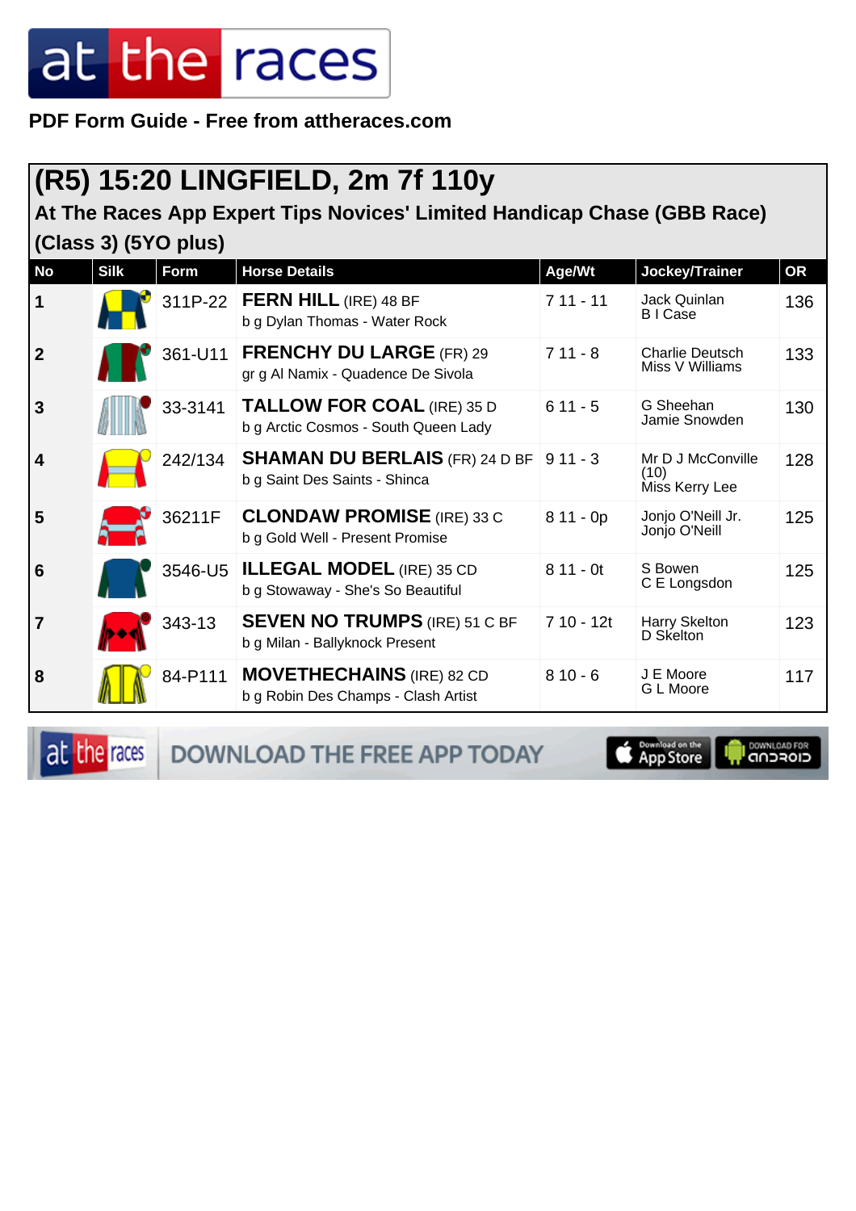PDF Form Guide - Free from attheraces.com

## (R5) 15:20 LINGFIELD, 2m 7f 110y

### At The Races App Expert Tips Novices' Limited Handicap Chase (GBB Race) (Class 3) (5YO plus)

| No | Silk | Form | Horse Details | Age/Wt | Jockey/Trainer | OR |
|---|---|---|---|---|---|---|
| 1 | | 311P-22 | **FERN HILL** (IRE) 48 BF<br>b g Dylan Thomas - Water Rock | 7 11 - 11 | Jack Quinlan<br>B I Case | 136 |
| 2 | | 361-U11 | **FRENCHY DU LARGE** (FR) 29<br>gr g Al Namix - Quadence De Sivola | 7 11 - 8 | Charlie Deutsch<br>Miss V Williams | 133 |
| 3 | | 33-3141 | **TALLOW FOR COAL** (IRE) 35 D<br>b g Arctic Cosmos - South Queen Lady | 6 11 - 5 | G Sheehan<br>Jamie Snowden | 130 |
| 4 | | 242/134 | **SHAMAN DU BERLAIS** (FR) 24 D BF<br>b g Saint Des Saints - Shinca | 9 11 - 3 | Mr D J McConville (10)<br>Miss Kerry Lee | 128 |
| 5 | | 36211F | **CLONDAW PROMISE** (IRE) 33 C<br>b g Gold Well - Present Promise | 8 11 - 0p | Jonjo O'Neill Jr.<br>Jonjo O'Neill | 125 |
| 6 | | 3546-U5 | **ILLEGAL MODEL** (IRE) 35 CD<br>b g Stowaway - She's So Beautiful | 8 11 - 0t | S Bowen<br>C E Longsdon | 125 |
| 7 | | 343-13 | **SEVEN NO TRUMPS** (IRE) 51 C BF<br>b g Milan - Ballyknock Present | 7 10 - 12t | Harry Skelton<br>D Skelton | 123 |
| 8 | | 84-P111 | **MOVETHECHAINS** (IRE) 82 CD<br>b g Robin Des Champs - Clash Artist | 8 10 - 6 | J E Moore<br>G L Moore | 117 |

DOWNLOAD THE FREE APP TODAY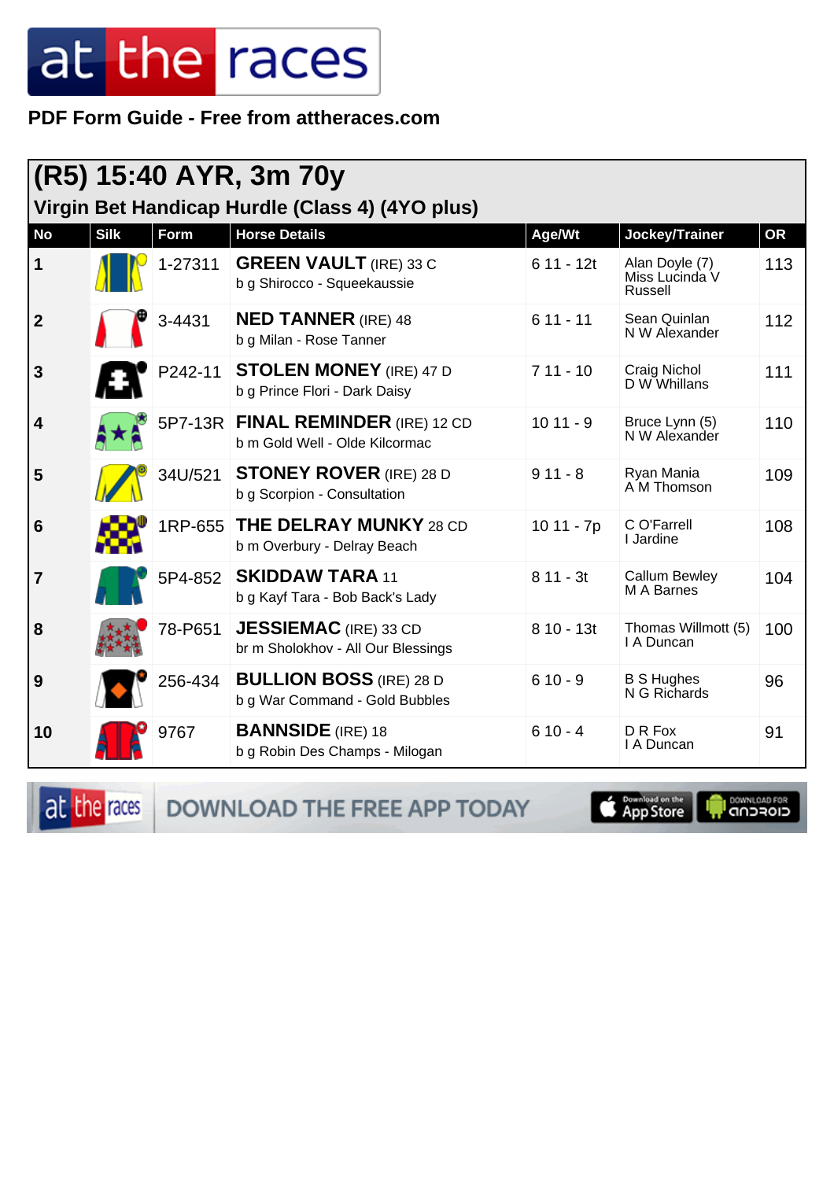PDF Form Guide - Free from attheraces.com

## (R5) 15:40 AYR, 3m 70y

### Virgin Bet Handicap Hurdle (Class 4) (4YO plus)

| No | Silk | Form | Horse Details | Age/Wt | Jockey/Trainer | OR |
|---|---|---|---|---|---|---|
| 1 | | 1-27311 | **GREEN VAULT** (IRE) 33 C<br>b g Shirocco - Squeekaussie | 6 11 - 12t | Alan Doyle (7)<br>Miss Lucinda V Russell | 113 |
| 2 | | 3-4431 | **NED TANNER** (IRE) 48<br>b g Milan - Rose Tanner | 6 11 - 11 | Sean Quinlan<br>N W Alexander | 112 |
| 3 | | P242-11 | **STOLEN MONEY** (IRE) 47 D<br>b g Prince Flori - Dark Daisy | 7 11 - 10 | Craig Nichol<br>D W Whillans | 111 |
| 4 | | 5P7-13R | **FINAL REMINDER** (IRE) 12 CD<br>b m Gold Well - Olde Kilcormac | 10 11 - 9 | Bruce Lynn (5)<br>N W Alexander | 110 |
| 5 | | 34U/521 | **STONEY ROVER** (IRE) 28 D<br>b g Scorpion - Consultation | 9 11 - 8 | Ryan Mania<br>A M Thomson | 109 |
| 6 | | 1RP-655 | **THE DELRAY MUNKY** 28 CD<br>b m Overbury - Delray Beach | 10 11 - 7p | C O'Farrell<br>I Jardine | 108 |
| 7 | | 5P4-852 | **SKIDDAW TARA** 11<br>b g Kayf Tara - Bob Back's Lady | 8 11 - 3t | Callum Bewley<br>M A Barnes | 104 |
| 8 | | 78-P651 | **JESSIEMAC** (IRE) 33 CD<br>br m Sholokhov - All Our Blessings | 8 10 - 13t | Thomas Willmott (5)<br>I A Duncan | 100 |
| 9 | | 256-434 | **BULLION BOSS** (IRE) 28 D<br>b g War Command - Gold Bubbles | 6 10 - 9 | B S Hughes<br>N G Richards | 96 |
| 10 | | 9767 | **BANNSIDE** (IRE) 18<br>b g Robin Des Champs - Milogan | 6 10 - 4 | D R Fox<br>I A Duncan | 91 |

DOWNLOAD THE FREE APP TODAY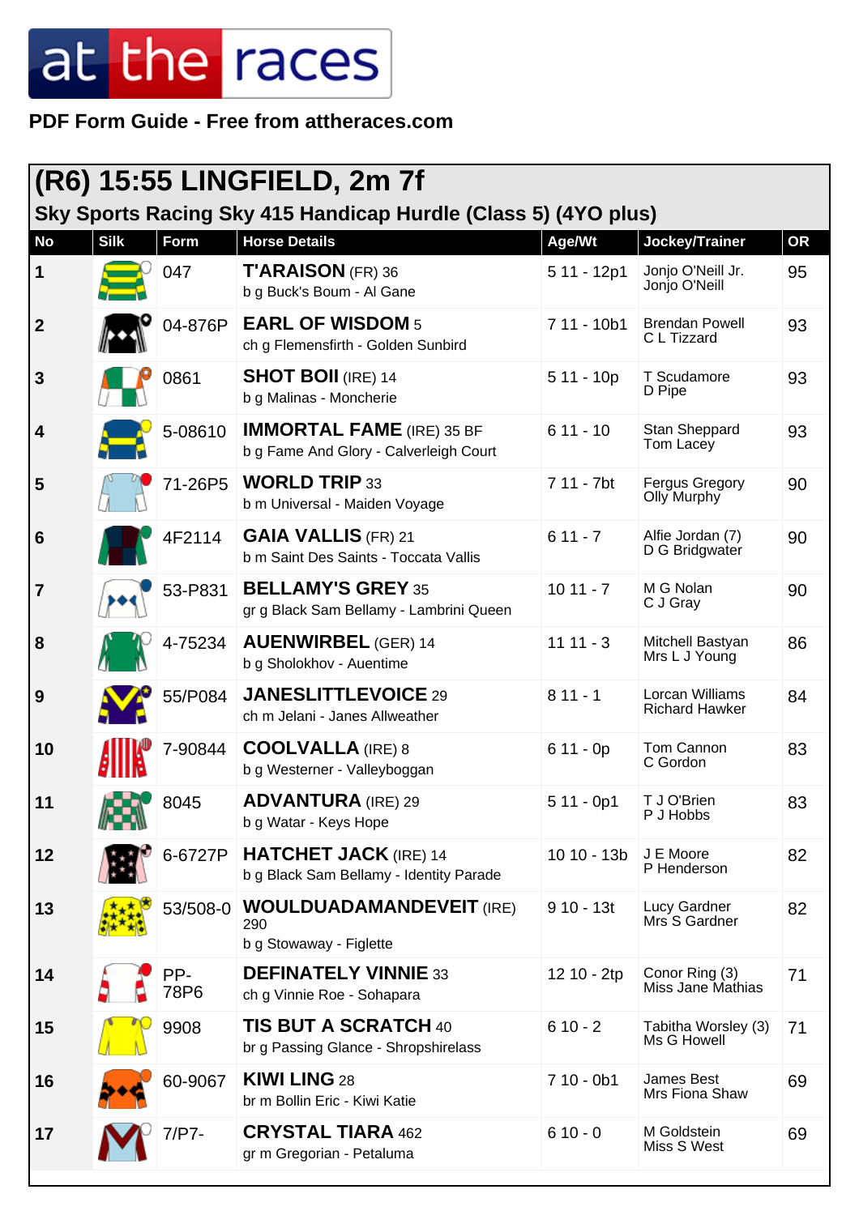**PDF Form Guide - Free from attheraces.com**

## (R6) 15:55 LINGFIELD, 2m 7f

### Sky Sports Racing Sky 415 Handicap Hurdle (Class 5) (4YO plus)

| No | Silk | Form | Horse Details | Age/Wt | Jockey/Trainer | OR |
|---|---|---|---|---|---|---|
| 1 | | 047 | **T'ARAISON** (FR) 36<br>b g Buck's Boum - Al Gane | 5 11 - 12p1 | Jonjo O'Neill Jr.<br>Jonjo O'Neill | 95 |
| 2 | | 04-876P | **EARL OF WISDOM** 5<br>ch g Flemensfirth - Golden Sunbird | 7 11 - 10b1 | Brendan Powell<br>C L Tizzard | 93 |
| 3 | | 0861 | **SHOT BOII** (IRE) 14<br>b g Malinas - Moncherie | 5 11 - 10p | T Scudamore<br>D Pipe | 93 |
| 4 | | 5-08610 | **IMMORTAL FAME** (IRE) 35 BF<br>b g Fame And Glory - Calverleigh Court | 6 11 - 10 | Stan Sheppard<br>Tom Lacey | 93 |
| 5 | | 71-26P5 | **WORLD TRIP** 33<br>b m Universal - Maiden Voyage | 7 11 - 7bt | Fergus Gregory<br>Olly Murphy | 90 |
| 6 | | 4F2114 | **GAIA VALLIS** (FR) 21<br>b m Saint Des Saints - Toccata Vallis | 6 11 - 7 | Alfie Jordan (7)<br>D G Bridgwater | 90 |
| 7 | | 53-P831 | **BELLAMY'S GREY** 35<br>gr g Black Sam Bellamy - Lambrini Queen | 10 11 - 7 | M G Nolan<br>C J Gray | 90 |
| 8 | | 4-75234 | **AUENWIRBEL** (GER) 14<br>b g Sholokhov - Auentime | 11 11 - 3 | Mitchell Bastyan<br>Mrs L J Young | 86 |
| 9 | | 55/P084 | **JANESLITTLEVOICE** 29<br>ch m Jelani - Janes Allweather | 8 11 - 1 | Lorcan Williams<br>Richard Hawker | 84 |
| 10 | | 7-90844 | **COOLVALLA** (IRE) 8<br>b g Westerner - Valleyboggan | 6 11 - 0p | Tom Cannon<br>C Gordon | 83 |
| 11 | | 8045 | **ADVANTURA** (IRE) 29<br>b g Watar - Keys Hope | 5 11 - 0p1 | T J O'Brien<br>P J Hobbs | 83 |
| 12 | | 6-6727P | **HATCHET JACK** (IRE) 14<br>b g Black Sam Bellamy - Identity Parade | 10 10 - 13b | J E Moore<br>P Henderson | 82 |
| 13 | | 53/508-0 | **WOULDUADAMANDEVEIT** (IRE) 290<br>b g Stowaway - Figlette | 9 10 - 13t | Lucy Gardner<br>Mrs S Gardner | 82 |
| 14 | | PP-78P6 | **DEFINATELY VINNIE** 33<br>ch g Vinnie Roe - Sohapara | 12 10 - 2tp | Conor Ring (3)<br>Miss Jane Mathias | 71 |
| 15 | | 9908 | **TIS BUT A SCRATCH** 40<br>br g Passing Glance - Shropshirelass | 6 10 - 2 | Tabitha Worsley (3)<br>Ms G Howell | 71 |
| 16 | | 60-9067 | **KIWI LING** 28<br>br m Bollin Eric - Kiwi Katie | 7 10 - 0b1 | James Best<br>Mrs Fiona Shaw | 69 |
| 17 | | 7/P7- | **CRYSTAL TIARA** 462<br>gr m Gregorian - Petaluma | 6 10 - 0 | M Goldstein<br>Miss S West | 69 |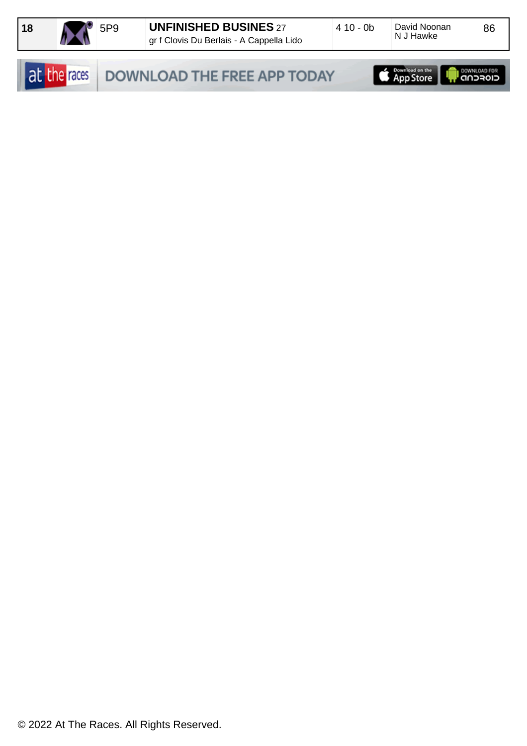| 18 | | 5P9 | **UNFINISHED BUSINES** 27<br>gr f Clovis Du Berlais - A Cappella Lido | 4 10 - 0b | David Noonan<br>N J Hawke | 86 |
|---|---|---|---|---|---|---|

at the races DOWNLOAD THE FREE APP TODAY Download on the App Store DOWNLOAD FOR ANDROID

© 2022 At The Races. All Rights Reserved.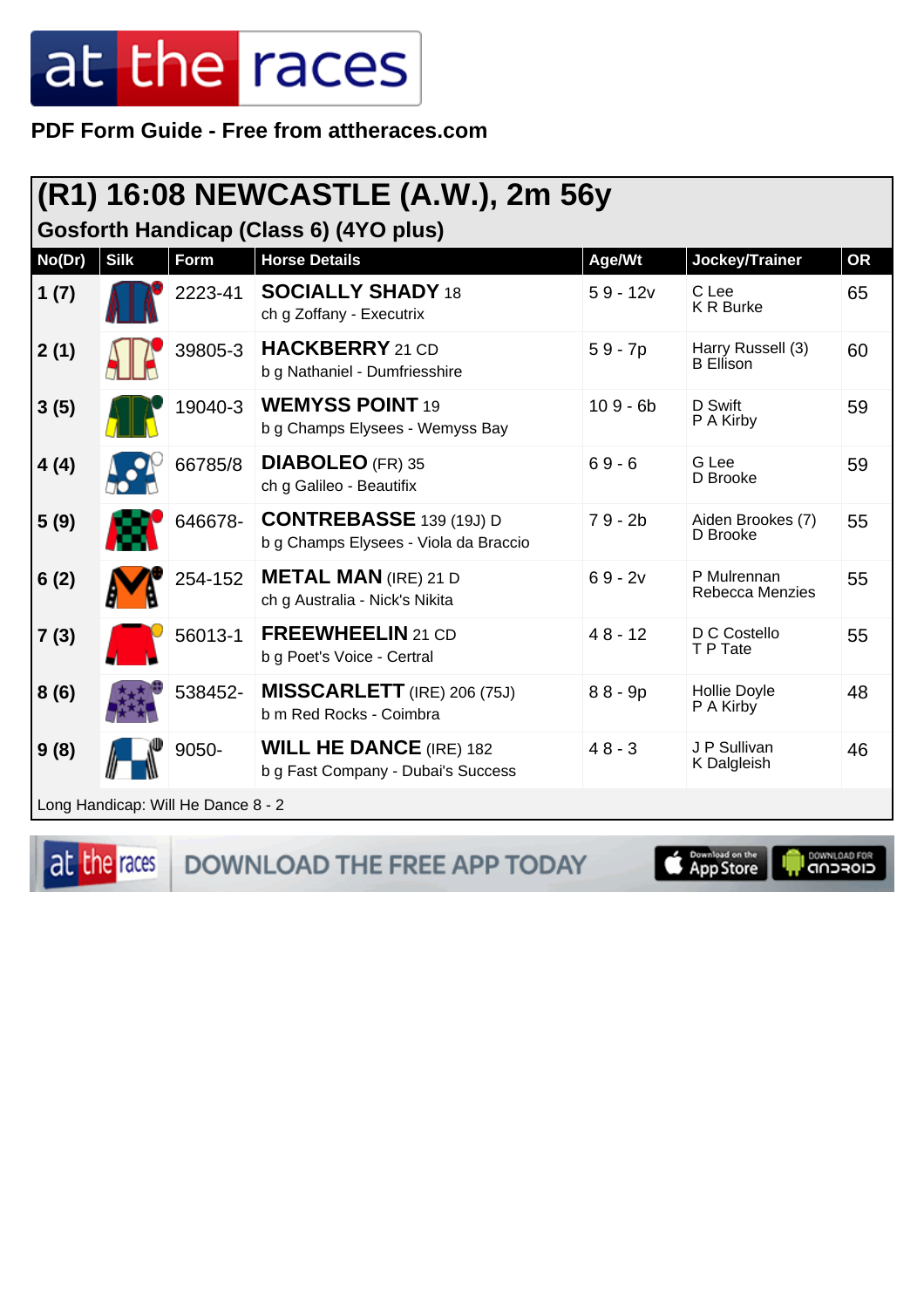PDF Form Guide - Free from attheraces.com

## (R1) 16:08 NEWCASTLE (A.W.), 2m 56y

### Gosforth Handicap (Class 6) (4YO plus)

| No(Dr) | Silk | Form | Horse Details | Age/Wt | Jockey/Trainer | OR |
|---|---|---|---|---|---|---|
| 1 (7) | | 2223-41 | **SOCIALLY SHADY** 18<br>ch g Zoffany - Executrix | 5 9 - 12v | C Lee<br>K R Burke | 65 |
| 2 (1) | | 39805-3 | **HACKBERRY** 21 CD<br>b g Nathaniel - Dumfriesshire | 5 9 - 7p | Harry Russell (3)<br>B Ellison | 60 |
| 3 (5) | | 19040-3 | **WEMYSS POINT** 19<br>b g Champs Elysees - Wemyss Bay | 10 9 - 6b | D Swift<br>P A Kirby | 59 |
| 4 (4) | | 66785/8 | **DIABOLEO** (FR) 35<br>ch g Galileo - Beautifix | 6 9 - 6 | G Lee<br>D Brooke | 59 |
| 5 (9) | | 646678- | **CONTREBASSE** 139 (19J) D<br>b g Champs Elysees - Viola da Braccio | 7 9 - 2b | Aiden Brookes (7)<br>D Brooke | 55 |
| 6 (2) | | 254-152 | **METAL MAN** (IRE) 21 D<br>ch g Australia - Nick's Nikita | 6 9 - 2v | P Mulrennan<br>Rebecca Menzies | 55 |
| 7 (3) | | 56013-1 | **FREEWHEELIN** 21 CD<br>b g Poet's Voice - Certral | 4 8 - 12 | D C Costello<br>T P Tate | 55 |
| 8 (6) | | 538452- | **MISSCARLETT** (IRE) 206 (75J)<br>b m Red Rocks - Coimbra | 8 8 - 9p | Hollie Doyle<br>P A Kirby | 48 |
| 9 (8) | | 9050- | **WILL HE DANCE** (IRE) 182<br>b g Fast Company - Dubai's Success | 4 8 - 3 | J P Sullivan<br>K Dalgleish | 46 |

Long Handicap: Will He Dance 8 - 2

DOWNLOAD THE FREE APP TODAY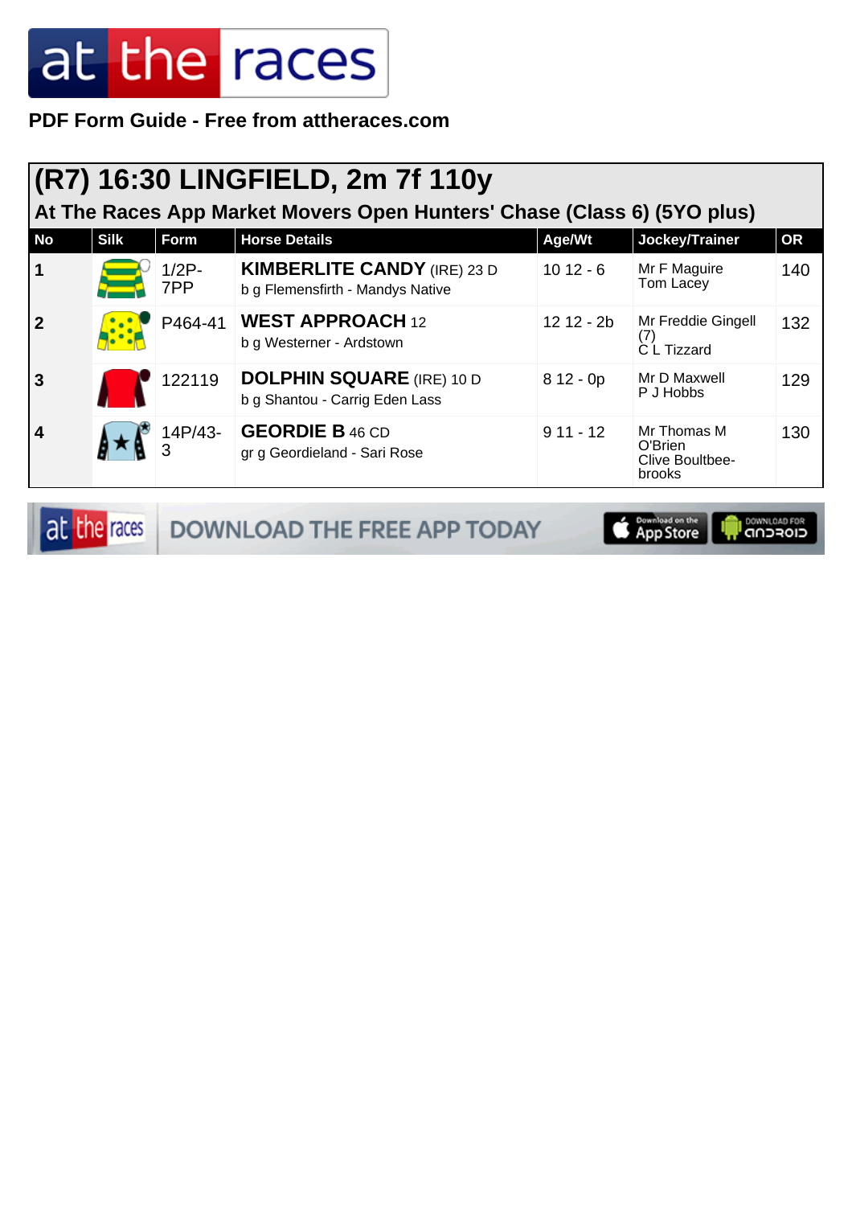PDF Form Guide - Free from attheraces.com

## (R7) 16:30 LINGFIELD, 2m 7f 110y

### At The Races App Market Movers Open Hunters' Chase (Class 6) (5YO plus)

| No | Silk | Form | Horse Details | Age/Wt | Jockey/Trainer | OR |
|---|---|---|---|---|---|---|
| 1 | | 1/2P-7PP | **KIMBERLITE CANDY** (IRE) 23 D<br>b g Flemensfirth - Mandys Native | 10 12 - 6 | Mr F Maguire<br>Tom Lacey | 140 |
| 2 | | P464-41 | **WEST APPROACH** 12<br>b g Westerner - Ardstown | 12 12 - 2b | Mr Freddie Gingell (7)<br>C L Tizzard | 132 |
| 3 | | 122119 | **DOLPHIN SQUARE** (IRE) 10 D<br>b g Shantou - Carrig Eden Lass | 8 12 - 0p | Mr D Maxwell<br>P J Hobbs | 129 |
| 4 | | 14P/43-3 | **GEORDIE B** 46 CD<br>gr g Geordieland - Sari Rose | 9 11 - 12 | Mr Thomas M O'Brien<br>Clive Boultbee-brooks | 130 |

DOWNLOAD THE FREE APP TODAY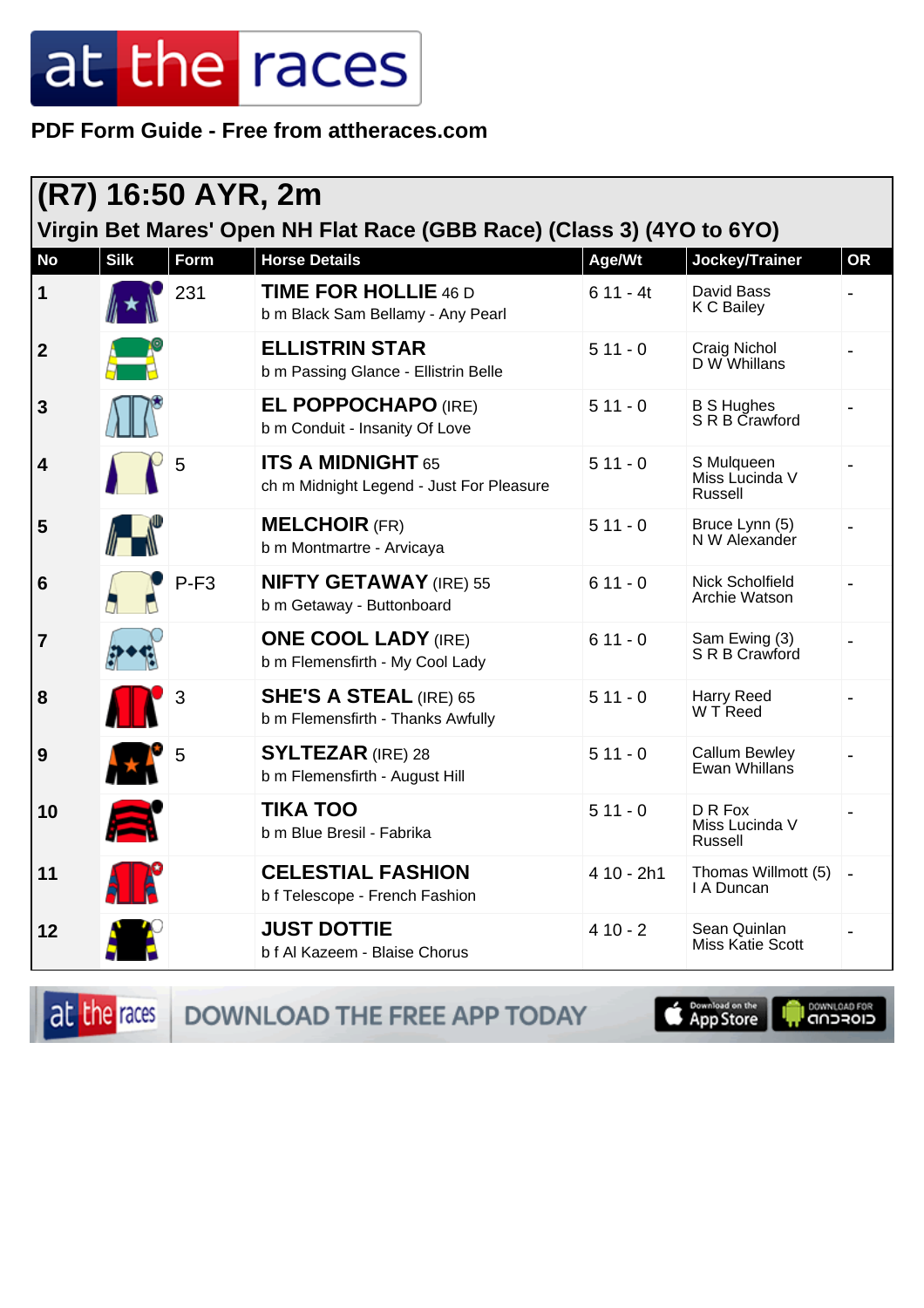# at the races

**PDF Form Guide - Free from attheraces.com**

## (R7) 16:50 AYR, 2m

### Virgin Bet Mares' Open NH Flat Race (GBB Race) (Class 3) (4YO to 6YO)

| No | Silk | Form | Horse Details | Age/Wt | Jockey/Trainer | OR |
|---|---|---|---|---|---|---|
| 1 | | 231 | **TIME FOR HOLLIE** 46 D<br>b m Black Sam Bellamy - Any Pearl | 6 11 - 4t | David Bass<br>K C Bailey | - |
| 2 | | | **ELLISTRIN STAR**<br>b m Passing Glance - Ellistrin Belle | 5 11 - 0 | Craig Nichol<br>D W Whillans | - |
| 3 | | | **EL POPPOCHAPO** (IRE)<br>b m Conduit - Insanity Of Love | 5 11 - 0 | B S Hughes<br>S R B Crawford | - |
| 4 | | 5 | **ITS A MIDNIGHT** 65<br>ch m Midnight Legend - Just For Pleasure | 5 11 - 0 | S Mulqueen<br>Miss Lucinda V Russell | - |
| 5 | | | **MELCHOIR** (FR)<br>b m Montmartre - Arvicaya | 5 11 - 0 | Bruce Lynn (5)<br>N W Alexander | - |
| 6 | | P-F3 | **NIFTY GETAWAY** (IRE) 55<br>b m Getaway - Buttonboard | 6 11 - 0 | Nick Scholfield<br>Archie Watson | - |
| 7 | | | **ONE COOL LADY** (IRE)<br>b m Flemensfirth - My Cool Lady | 6 11 - 0 | Sam Ewing (3)<br>S R B Crawford | - |
| 8 | | 3 | **SHE'S A STEAL** (IRE) 65<br>b m Flemensfirth - Thanks Awfully | 5 11 - 0 | Harry Reed<br>W T Reed | - |
| 9 | | 5 | **SYLTEZAR** (IRE) 28<br>b m Flemensfirth - August Hill | 5 11 - 0 | Callum Bewley<br>Ewan Whillans | - |
| 10 | | | **TIKA TOO**<br>b m Blue Bresil - Fabrika | 5 11 - 0 | D R Fox<br>Miss Lucinda V Russell | - |
| 11 | | | **CELESTIAL FASHION**<br>b f Telescope - French Fashion | 4 10 - 2h1 | Thomas Willmott (5)<br>I A Duncan | - |
| 12 | | | **JUST DOTTIE**<br>b f Al Kazeem - Blaise Chorus | 4 10 - 2 | Sean Quinlan<br>Miss Katie Scott | - |

at the races DOWNLOAD THE FREE APP TODAY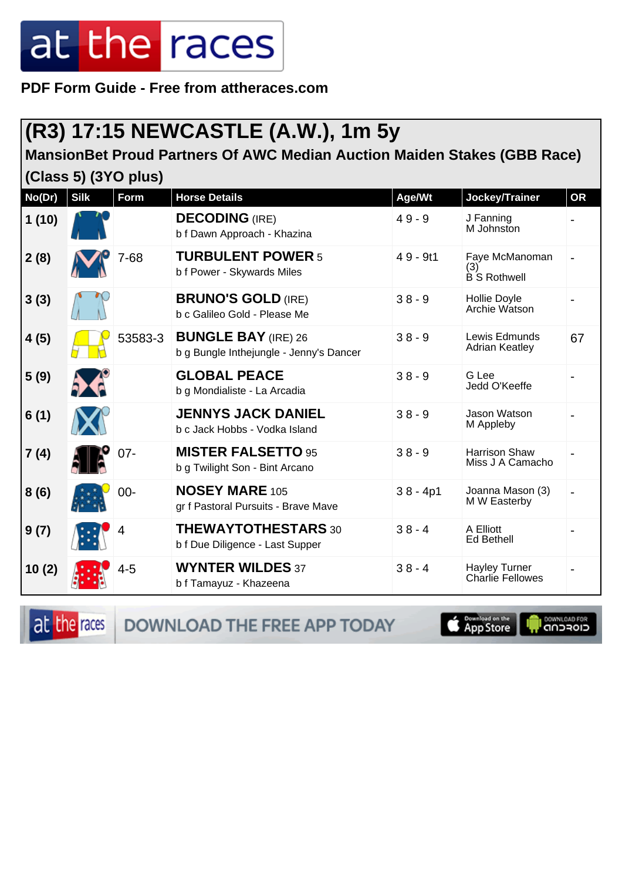PDF Form Guide - Free from attheraces.com

## (R3) 17:15 NEWCASTLE (A.W.), 1m 5y

### MansionBet Proud Partners Of AWC Median Auction Maiden Stakes (GBB Race) (Class 5) (3YO plus)

| No(Dr) | Silk | Form | Horse Details | Age/Wt | Jockey/Trainer | OR |
|---|---|---|---|---|---|---|
| 1 (10) | | | **DECODING** (IRE)<br>b f Dawn Approach - Khazina | 4 9 - 9 | J Fanning<br>M Johnston | - |
| 2 (8) | | 7-68 | **TURBULENT POWER** 5<br>b f Power - Skywards Miles | 4 9 - 9t1 | Faye McManoman (3)<br>B S Rothwell | - |
| 3 (3) | | | **BRUNO'S GOLD** (IRE)<br>b c Galileo Gold - Please Me | 3 8 - 9 | Hollie Doyle<br>Archie Watson | - |
| 4 (5) | | 53583-3 | **BUNGLE BAY** (IRE) 26<br>b g Bungle Inthejungle - Jenny's Dancer | 3 8 - 9 | Lewis Edmunds<br>Adrian Keatley | 67 |
| 5 (9) | | | **GLOBAL PEACE**<br>b g Mondialiste - La Arcadia | 3 8 - 9 | G Lee<br>Jedd O'Keeffe | - |
| 6 (1) | | | **JENNYS JACK DANIEL**<br>b c Jack Hobbs - Vodka Island | 3 8 - 9 | Jason Watson<br>M Appleby | - |
| 7 (4) | | 07- | **MISTER FALSETTO** 95<br>b g Twilight Son - Bint Arcano | 3 8 - 9 | Harrison Shaw<br>Miss J A Camacho | - |
| 8 (6) | | 00- | **NOSEY MARE** 105<br>gr f Pastoral Pursuits - Brave Mave | 3 8 - 4p1 | Joanna Mason (3)<br>M W Easterby | - |
| 9 (7) | | 4 | **THEWAYTOTHESTARS** 30<br>b f Due Diligence - Last Supper | 3 8 - 4 | A Elliott<br>Ed Bethell | - |
| 10 (2) | | 4-5 | **WYNTER WILDES** 37<br>b f Tamayuz - Khazeena | 3 8 - 4 | Hayley Turner<br>Charlie Fellowes | - |

DOWNLOAD THE FREE APP TODAY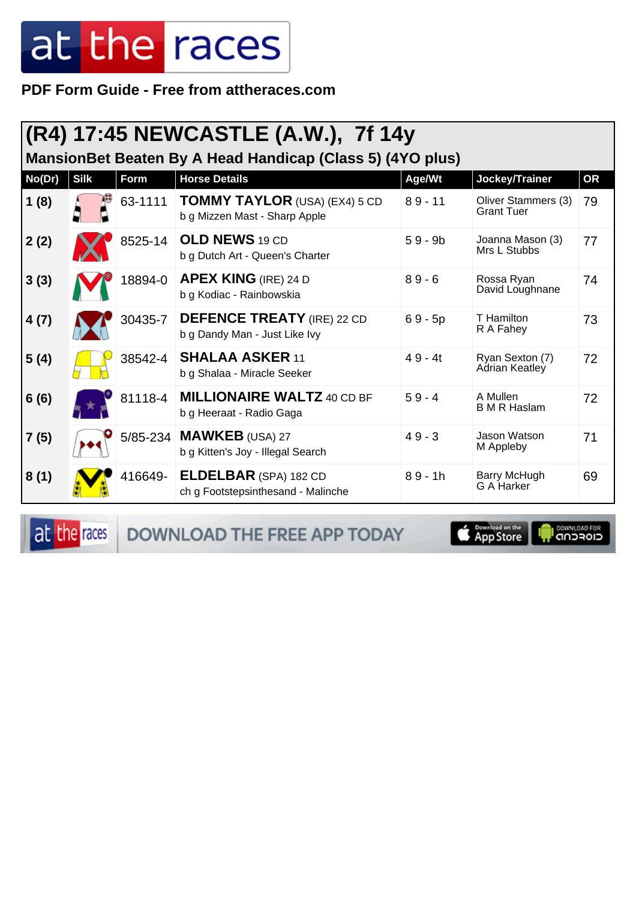# at the races

**PDF Form Guide - Free from attheraces.com**

## (R4) 17:45 NEWCASTLE (A.W.), 7f 14y

### MansionBet Beaten By A Head Handicap (Class 5) (4YO plus)

| No(Dr) | Silk | Form | Horse Details | Age/Wt | Jockey/Trainer | OR |
|---|---|---|---|---|---|---|
| 1 (8) | | 63-1111 | **TOMMY TAYLOR** (USA) (EX4) 5 CD<br>b g Mizzen Mast - Sharp Apple | 8 9 - 11 | Oliver Stammers (3)<br>Grant Tuer | 79 |
| 2 (2) | | 8525-14 | **OLD NEWS** 19 CD<br>b g Dutch Art - Queen's Charter | 5 9 - 9b | Joanna Mason (3)<br>Mrs L Stubbs | 77 |
| 3 (3) | | 18894-0 | **APEX KING** (IRE) 24 D<br>b g Kodiac - Rainbowskia | 8 9 - 6 | Rossa Ryan<br>David Loughnane | 74 |
| 4 (7) | | 30435-7 | **DEFENCE TREATY** (IRE) 22 CD<br>b g Dandy Man - Just Like Ivy | 6 9 - 5p | T Hamilton<br>R A Fahey | 73 |
| 5 (4) | | 38542-4 | **SHALAA ASKER** 11<br>b g Shalaa - Miracle Seeker | 4 9 - 4t | Ryan Sexton (7)<br>Adrian Keatley | 72 |
| 6 (6) | | 81118-4 | **MILLIONAIRE WALTZ** 40 CD BF<br>b g Heeraat - Radio Gaga | 5 9 - 4 | A Mullen<br>B M R Haslam | 72 |
| 7 (5) | | 5/85-234 | **MAWKEB** (USA) 27<br>b g Kitten's Joy - Illegal Search | 4 9 - 3 | Jason Watson<br>M Appleby | 71 |
| 8 (1) | | 416649- | **ELDELBAR** (SPA) 182 CD<br>ch g Footstepsinthesand - Malinche | 8 9 - 1h | Barry McHugh<br>G A Harker | 69 |

DOWNLOAD THE FREE APP TODAY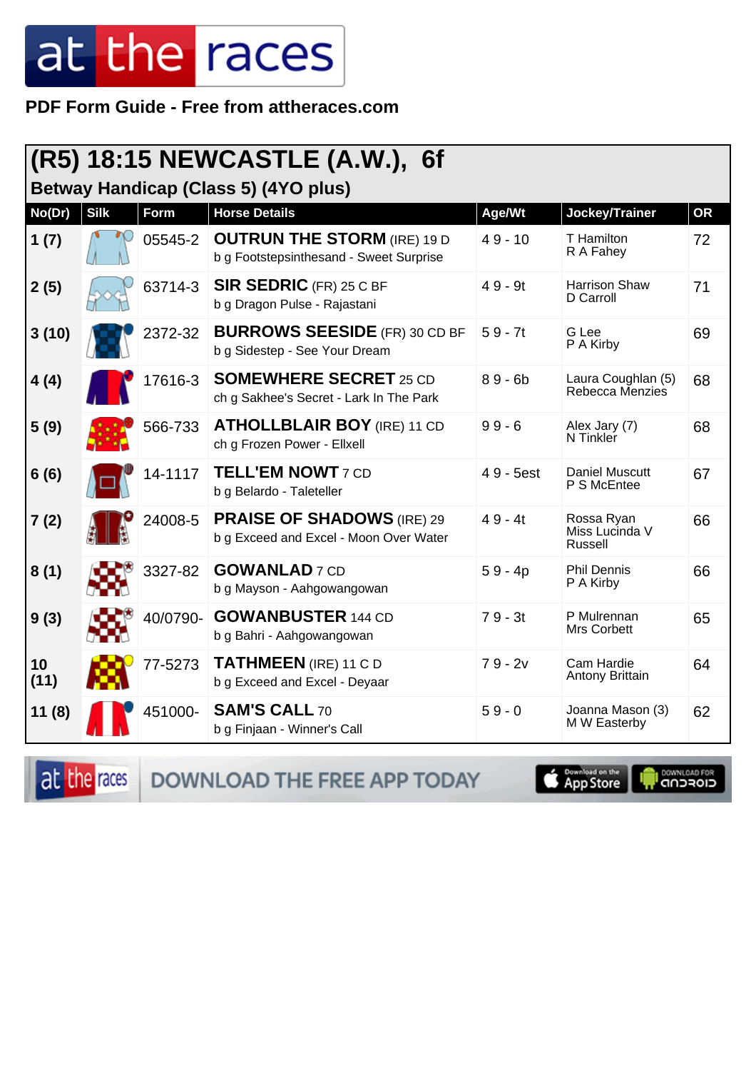**PDF Form Guide - Free from attheraces.com**

# (R5) 18:15 NEWCASTLE (A.W.), 6f

## Betway Handicap (Class 5) (4YO plus)

| No(Dr) | Silk | Form | Horse Details | Age/Wt | Jockey/Trainer | OR |
|---|---|---|---|---|---|---|
| 1 (7) | | 05545-2 | **OUTRUN THE STORM** (IRE) 19 D<br>b g Footstepsinthesand - Sweet Surprise | 4 9 - 10 | T Hamilton<br>R A Fahey | 72 |
| 2 (5) | | 63714-3 | **SIR SEDRIC** (FR) 25 C BF<br>b g Dragon Pulse - Rajastani | 4 9 - 9t | Harrison Shaw<br>D Carroll | 71 |
| 3 (10) | | 2372-32 | **BURROWS SEESIDE** (FR) 30 CD BF<br>b g Sidestep - See Your Dream | 5 9 - 7t | G Lee<br>P A Kirby | 69 |
| 4 (4) | | 17616-3 | **SOMEWHERE SECRET** 25 CD<br>ch g Sakhee's Secret - Lark In The Park | 8 9 - 6b | Laura Coughlan (5)<br>Rebecca Menzies | 68 |
| 5 (9) | | 566-733 | **ATHOLLBLAIR BOY** (IRE) 11 CD<br>ch g Frozen Power - Ellxell | 9 9 - 6 | Alex Jary (7)<br>N Tinkler | 68 |
| 6 (6) | | 14-1117 | **TELL'EM NOWT** 7 CD<br>b g Belardo - Taleteller | 4 9 - 5est | Daniel Muscutt<br>P S McEntee | 67 |
| 7 (2) | | 24008-5 | **PRAISE OF SHADOWS** (IRE) 29<br>b g Exceed and Excel - Moon Over Water | 4 9 - 4t | Rossa Ryan<br>Miss Lucinda V Russell | 66 |
| 8 (1) | | 3327-82 | **GOWANLAD** 7 CD<br>b g Mayson - Aahgowangowan | 5 9 - 4p | Phil Dennis<br>P A Kirby | 66 |
| 9 (3) | | 40/0790- | **GOWANBUSTER** 144 CD<br>b g Bahri - Aahgowangowan | 7 9 - 3t | P Mulrennan<br>Mrs Corbett | 65 |
| 10 (11) | | 77-5273 | **TATHMEEN** (IRE) 11 C D<br>b g Exceed and Excel - Deyaar | 7 9 - 2v | Cam Hardie<br>Antony Brittain | 64 |
| 11 (8) | | 451000- | **SAM'S CALL** 70<br>b g Finjaan - Winner's Call | 5 9 - 0 | Joanna Mason (3)<br>M W Easterby | 62 |

DOWNLOAD THE FREE APP TODAY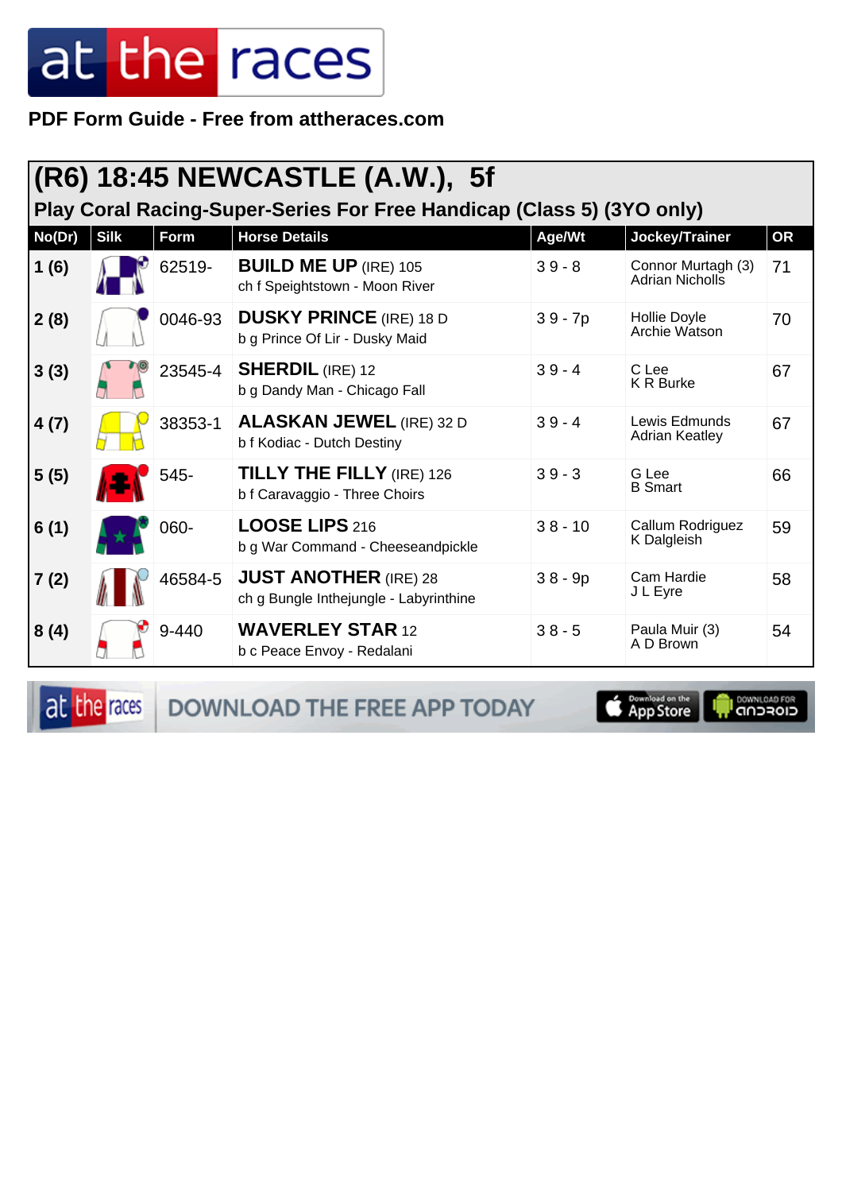PDF Form Guide - Free from attheraces.com

## (R6) 18:45 NEWCASTLE (A.W.), 5f

### Play Coral Racing-Super-Series For Free Handicap (Class 5) (3YO only)

| No(Dr) | Silk | Form | Horse Details | Age/Wt | Jockey/Trainer | OR |
|---|---|---|---|---|---|---|
| 1 (6) | | 62519- | **BUILD ME UP** (IRE) 105<br>ch f Speightstown - Moon River | 3 9 - 8 | Connor Murtagh (3)<br>Adrian Nicholls | 71 |
| 2 (8) | | 0046-93 | **DUSKY PRINCE** (IRE) 18 D<br>b g Prince Of Lir - Dusky Maid | 3 9 - 7p | Hollie Doyle<br>Archie Watson | 70 |
| 3 (3) | | 23545-4 | **SHERDIL** (IRE) 12<br>b g Dandy Man - Chicago Fall | 3 9 - 4 | C Lee<br>K R Burke | 67 |
| 4 (7) | | 38353-1 | **ALASKAN JEWEL** (IRE) 32 D<br>b f Kodiac - Dutch Destiny | 3 9 - 4 | Lewis Edmunds<br>Adrian Keatley | 67 |
| 5 (5) | | 545- | **TILLY THE FILLY** (IRE) 126<br>b f Caravaggio - Three Choirs | 3 9 - 3 | G Lee<br>B Smart | 66 |
| 6 (1) | | 060- | **LOOSE LIPS** 216<br>b g War Command - Cheeseandpickle | 3 8 - 10 | Callum Rodriguez<br>K Dalgleish | 59 |
| 7 (2) | | 46584-5 | **JUST ANOTHER** (IRE) 28<br>ch g Bungle Inthejungle - Labyrinthine | 3 8 - 9p | Cam Hardie<br>J L Eyre | 58 |
| 8 (4) | | 9-440 | **WAVERLEY STAR** 12<br>b c Peace Envoy - Redalani | 3 8 - 5 | Paula Muir (3)<br>A D Brown | 54 |

DOWNLOAD THE FREE APP TODAY